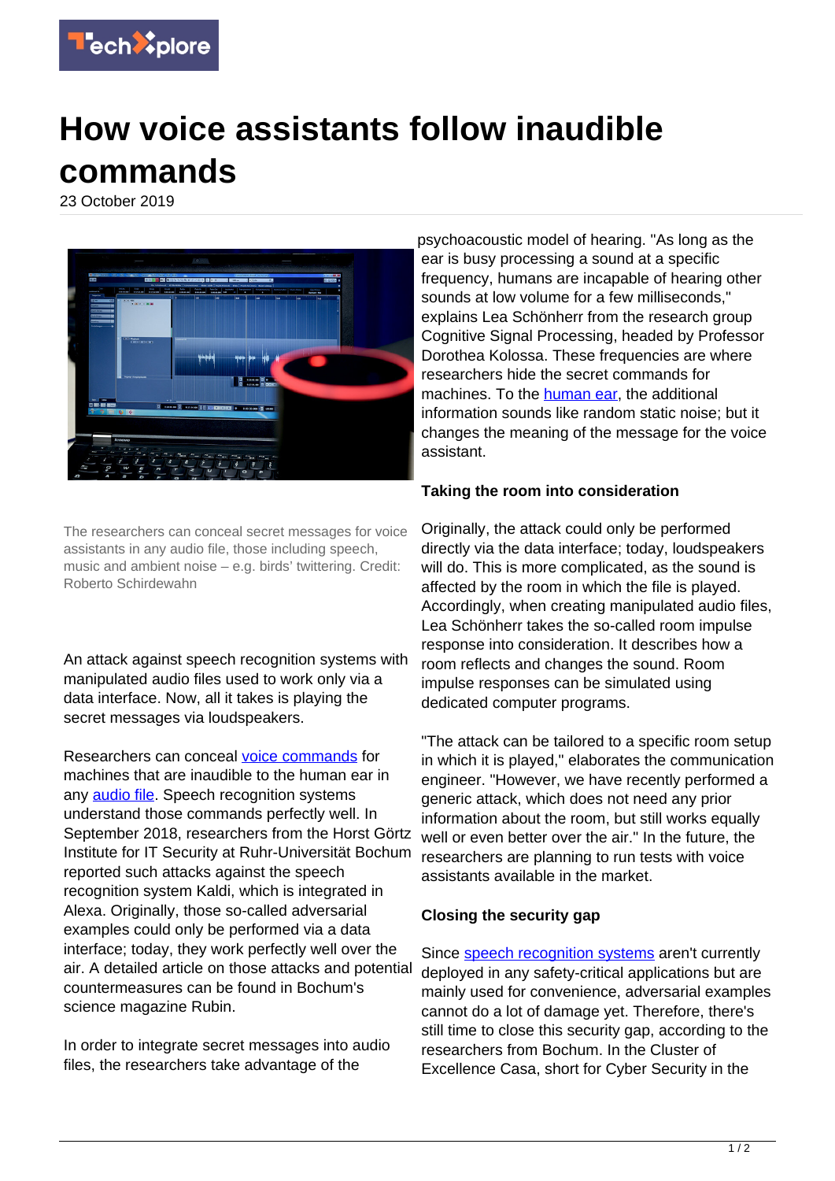# How voice assistants follow inaudible commands

23 October 2019

The researchers can conceal secret messages for voice assistants in any audio file, those including speech, music and ambient noise – e.g. birds' twittering. Credit: Roberto Schirdewahn

An attack against speech recognition systems with manipulated audio files used to work only via a data interface. Now, all it takes is playing the secret messages via loudspeakers.

Researchers can conceal voice commands for machines that are inaudible to the human ear in any audio file. Speech recognition systems understand those commands perfectly well. In September 2018, researchers from the Horst Görtz Institute for IT Security at Ruhr-Universität Bochum reported such attacks against the speech recognition system Kaldi, which is integrated in Alexa. Originally, those so-called adversarial examples could only be performed via a data interface; today, they work perfectly well over the air. A detailed article on those attacks and potential countermeasures can be found in Bochum's science magazine Rubin.

In order to integrate secret messages into audio files, the researchers take advantage of the psychoacoustic model of hearing. "As long as the ear is busy processing a sound at a specific frequency, humans are incapable of hearing other sounds at low volume for a few milliseconds," explains Lea Schönherr from the research group Cognitive Signal Processing, headed by Professor Dorothea Kolossa. These frequencies are where researchers hide the secret commands for machines. To the human ear, the additional information sounds like random static noise; but it changes the meaning of the message for the voice assistant.

## Taking the room into consideration

Originally, the attack could only be performed directly via the data interface; today, loudspeakers will do. This is more complicated, as the sound is affected by the room in which the file is played. Accordingly, when creating manipulated audio files, Lea Schönherr takes the so-called room impulse response into consideration. It describes how a room reflects and changes the sound. Room impulse responses can be simulated using dedicated computer programs.

"The attack can be tailored to a specific room setup in which it is played," elaborates the communication engineer. "However, we have recently performed a generic attack, which does not need any prior information about the room, but still works equally well or even better over the air." In the future, the researchers are planning to run tests with voice assistants available in the market.

## Closing the security gap

Since speech recognition systems aren't currently deployed in any safety-critical applications but are mainly used for convenience, adversarial examples cannot do a lot of damage yet. Therefore, there's still time to close this security gap, according to the researchers from Bochum. In the Cluster of Excellence Casa, short for Cyber Security in the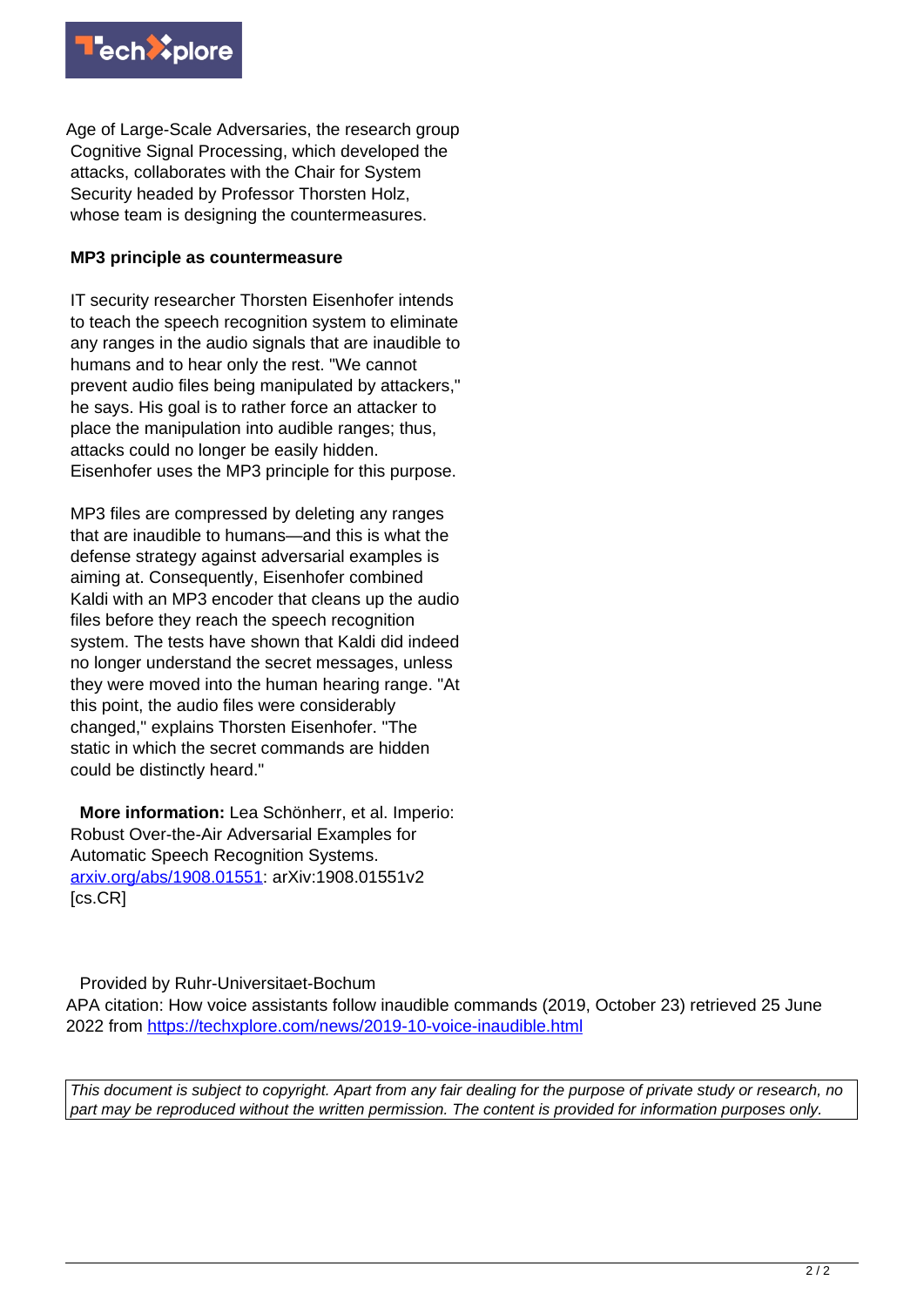Age of Large-Scale Adversaries, the research group Cognitive Signal Processing, which developed the attacks, collaborates with the Chair for System Security headed by Professor Thorsten Holz, whose team is designing the countermeasures.

**MP3 principle as countermeasure**

IT security researcher Thorsten Eisenhofer intends to teach the speech recognition system to eliminate any ranges in the audio signals that are inaudible to humans and to hear only the rest. "We cannot prevent audio files being manipulated by attackers," he says. His goal is to rather force an attacker to place the manipulation into audible ranges; thus, attacks could no longer be easily hidden. Eisenhofer uses the MP3 principle for this purpose.

MP3 files are compressed by deleting any ranges that are inaudible to humans—and this is what the defense strategy against adversarial examples is aiming at. Consequently, Eisenhofer combined Kaldi with an MP3 encoder that cleans up the audio files before they reach the speech recognition system. The tests have shown that Kaldi did indeed no longer understand the secret messages, unless they were moved into the human hearing range. "At this point, the audio files were considerably changed," explains Thorsten Eisenhofer. "The static in which the secret commands are hidden could be distinctly heard."

**More information:** Lea Schönherr, et al. Imperio: Robust Over-the-Air Adversarial Examples for Automatic Speech Recognition Systems. arxiv.org/abs/1908.01551: arXiv:1908.01551v2 [cs.CR]

Provided by Ruhr-Universitaet-Bochum

APA citation: How voice assistants follow inaudible commands (2019, October 23) retrieved 25 June 2022 from https://techxplore.com/news/2019-10-voice-inaudible.html

*This document is subject to copyright. Apart from any fair dealing for the purpose of private study or research, no part may be reproduced without the written permission. The content is provided for information purposes only.*